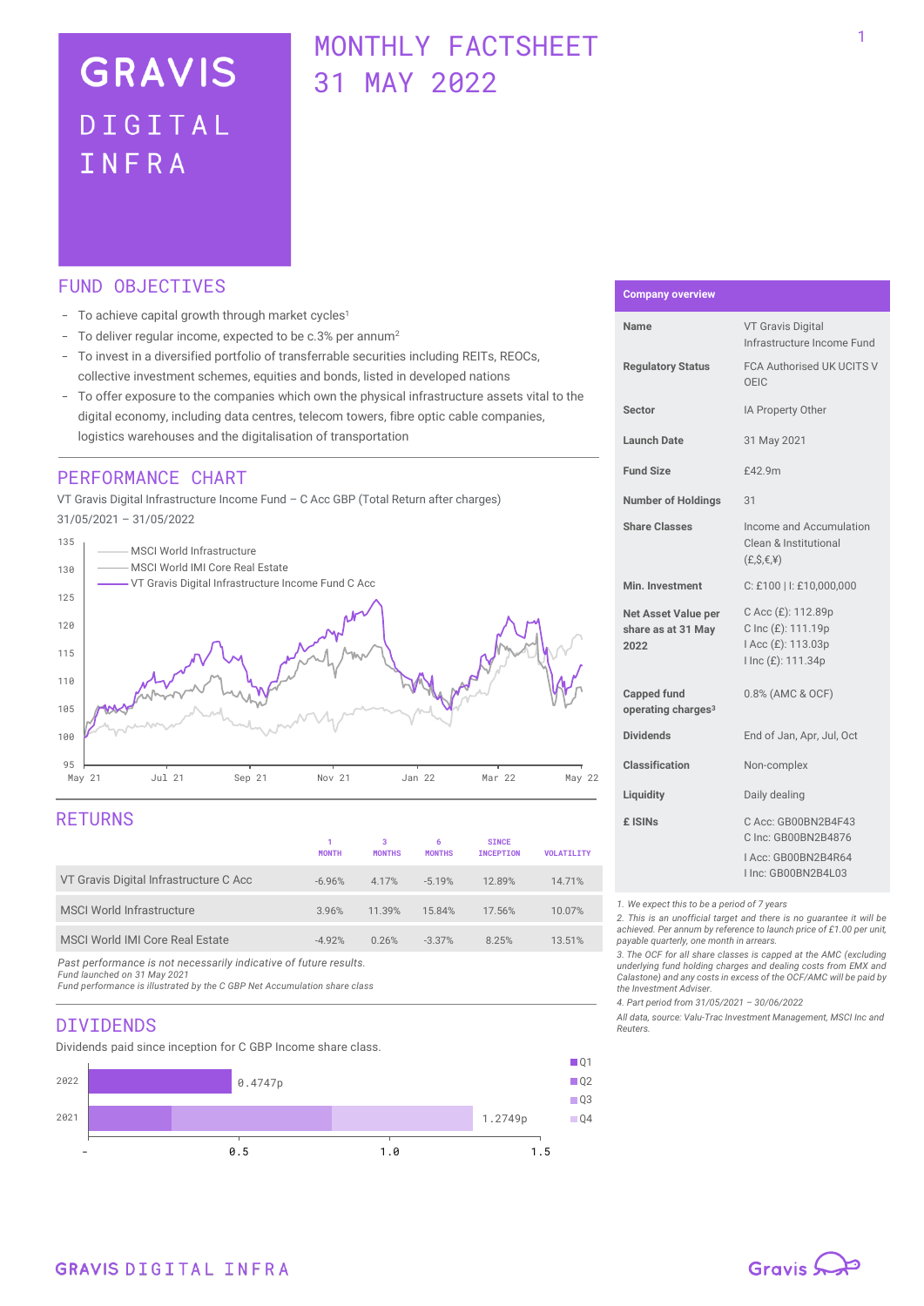# GRAVIS DIGITAL INFRA

# MONTHLY FACTSHEET 31 MAY 2022

## FUND OBJECTIVES

- To achieve capital growth through market cycles[1]
- To deliver regular income, expected to be c.3% per annum[2]
- To invest in a diversified portfolio of transferrable securities including REITs, REOCs, collective investment schemes, equities and bonds, listed in developed nations
- To offer exposure to the companies which own the physical infrastructure assets vital to the digital economy, including data centres, telecom towers, fibre optic cable companies, logistics warehouses and the digitalisation of transportation

## PERFORMANCE CHART

VT Gravis Digital Infrastructure Income Fund – C Acc GBP (Total Return after charges)
31/05/2021 – 31/05/2022

Legend: MSCI World Infrastructure; MSCI World IMI Core Real Estate; VT Gravis Digital Infrastructure Income Fund C Acc

## RETURNS

| | 1 MONTH | 3 MONTHS | 6 MONTHS | SINCE INCEPTION | VOLATILITY |
|---|---|---|---|---|---|
| VT Gravis Digital Infrastructure C Acc | -6.96% | 4.17% | -5.19% | 12.89% | 14.71% |
| MSCI World Infrastructure | 3.96% | 11.39% | 15.84% | 17.56% | 10.07% |
| MSCI World IMI Core Real Estate | -4.92% | 0.26% | -3.37% | 8.25% | 13.51% |

*Past performance is not necessarily indicative of future results.*
*Fund launched on 31 May 2021*
*Fund performance is illustrated by the C GBP Net Accumulation share class*

## DIVIDENDS

Dividends paid since inception for C GBP Income share class.

| Year | Total |
|---|---|
| 2022 | 0.4747p |
| 2021 | 1.2749p |

Legend: Q1, Q2, Q3, Q4

## Company overview

| | |
|---|---|
| **Name** | VT Gravis Digital Infrastructure Income Fund |
| **Regulatory Status** | FCA Authorised UK UCITS V OEIC |
| **Sector** | IA Property Other |
| **Launch Date** | 31 May 2021 |
| **Fund Size** | £42.9m |
| **Number of Holdings** | 31 |
| **Share Classes** | Income and Accumulation Clean & Institutional (£,$,€,¥) |
| **Min. Investment** | C: £100 \| I: £10,000,000 |
| **Net Asset Value per share as at 31 May 2022** | C Acc (£): 112.89p<br>C Inc (£): 111.19p<br>I Acc (£): 113.03p<br>I Inc (£): 111.34p |
| **Capped fund operating charges[3]** | 0.8% (AMC & OCF) |
| **Dividends** | End of Jan, Apr, Jul, Oct |
| **Classification** | Non-complex |
| **Liquidity** | Daily dealing |
| **£ ISINs** | C Acc: GB00BN2B4F43<br>C Inc: GB00BN2B4876<br>I Acc: GB00BN2B4R64<br>I Inc: GB00BN2B4L03 |

1. We expect this to be a period of 7 years
2. This is an unofficial target and there is no guarantee it will be achieved. Per annum by reference to launch price of £1.00 per unit, payable quarterly, one month in arrears.
3. The OCF for all share classes is capped at the AMC (excluding underlying fund holding charges and dealing costs from EMX and Calastone) and any costs in excess of the OCF/AMC will be paid by the Investment Adviser.
4. Part period from 31/05/2021 – 30/06/2022

All data, source: Valu-Trac Investment Management, MSCI Inc and Reuters.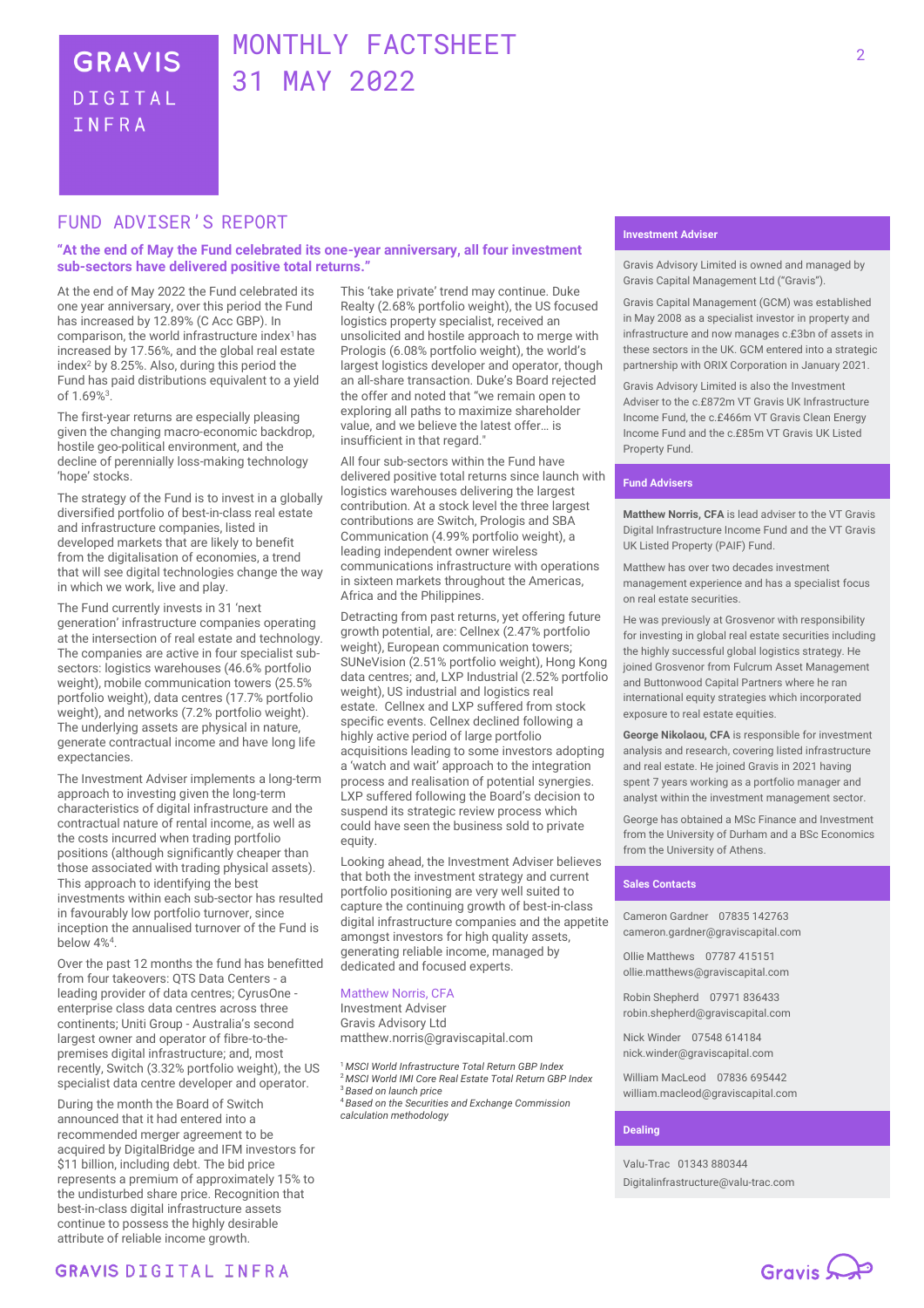# MONTHLY FACTSHEET 31 MAY 2022

GRAVIS DIGITAL INFRA

## FUND ADVISER'S REPORT

**"At the end of May the Fund celebrated its one-year anniversary, all four investment sub-sectors have delivered positive total returns."**

At the end of May 2022 the Fund celebrated its one year anniversary, over this period the Fund has increased by 12.89% (C Acc GBP). In comparison, the world infrastructure index[1] has increased by 17.56%, and the global real estate index[2] by 8.25%. Also, during this period the Fund has paid distributions equivalent to a yield of 1.69%[3].

The first-year returns are especially pleasing given the changing macro-economic backdrop, hostile geo-political environment, and the decline of perennially loss-making technology 'hope' stocks.

The strategy of the Fund is to invest in a globally diversified portfolio of best-in-class real estate and infrastructure companies, listed in developed markets that are likely to benefit from the digitalisation of economies, a trend that will see digital technologies change the way in which we work, live and play.

The Fund currently invests in 31 'next generation' infrastructure companies operating at the intersection of real estate and technology. The companies are active in four specialist sub-sectors: logistics warehouses (46.6% portfolio weight), mobile communication towers (25.5% portfolio weight), data centres (17.7% portfolio weight), and networks (7.2% portfolio weight). The underlying assets are physical in nature, generate contractual income and have long life expectancies.

The Investment Adviser implements a long-term approach to investing given the long-term characteristics of digital infrastructure and the contractual nature of rental income, as well as the costs incurred when trading portfolio positions (although significantly cheaper than those associated with trading physical assets). This approach to identifying the best investments within each sub-sector has resulted in favourably low portfolio turnover, since inception the annualised turnover of the Fund is below 4%[4].

Over the past 12 months the fund has benefitted from four takeovers: QTS Data Centers - a leading provider of data centres; CyrusOne - enterprise class data centres across three continents; Uniti Group - Australia's second largest owner and operator of fibre-to-the-premises digital infrastructure; and, most recently, Switch (3.32% portfolio weight), the US specialist data centre developer and operator.

During the month the Board of Switch announced that it had entered into a recommended merger agreement to be acquired by DigitalBridge and IFM investors for $11 billion, including debt. The bid price represents a premium of approximately 15% to the undisturbed share price. Recognition that best-in-class digital infrastructure assets continue to possess the highly desirable attribute of reliable income growth.

This 'take private' trend may continue. Duke Realty (2.68% portfolio weight), the US focused logistics property specialist, received an unsolicited and hostile approach to merge with Prologis (6.08% portfolio weight), the world's largest logistics developer and operator, though an all-share transaction. Duke's Board rejected the offer and noted that "we remain open to exploring all paths to maximize shareholder value, and we believe the latest offer… is insufficient in that regard."

All four sub-sectors within the Fund have delivered positive total returns since launch with logistics warehouses delivering the largest contribution. At a stock level the three largest contributions are Switch, Prologis and SBA Communication (4.99% portfolio weight), a leading independent owner wireless communications infrastructure with operations in sixteen markets throughout the Americas, Africa and the Philippines.

Detracting from past returns, yet offering future growth potential, are: Cellnex (2.47% portfolio weight), European communication towers; SUNeVision (2.51% portfolio weight), Hong Kong data centres; and, LXP Industrial (2.52% portfolio weight), US industrial and logistics real estate. Cellnex and LXP suffered from stock specific events. Cellnex declined following a highly active period of large portfolio acquisitions leading to some investors adopting a 'watch and wait' approach to the integration process and realisation of potential synergies. LXP suffered following the Board's decision to suspend its strategic review process which could have seen the business sold to private equity.

Looking ahead, the Investment Adviser believes that both the investment strategy and current portfolio positioning are very well suited to capture the continuing growth of best-in-class digital infrastructure companies and the appetite amongst investors for high quality assets, generating reliable income, managed by dedicated and focused experts.

Matthew Norris, CFA
Investment Adviser
Gravis Advisory Ltd
matthew.norris@graviscapital.com

[1] *MSCI World Infrastructure Total Return GBP Index*
[2] *MSCI World IMI Core Real Estate Total Return GBP Index*
[3] *Based on launch price*
[4] *Based on the Securities and Exchange Commission calculation methodology*

### Investment Adviser

Gravis Advisory Limited is owned and managed by Gravis Capital Management Ltd ("Gravis").

Gravis Capital Management (GCM) was established in May 2008 as a specialist investor in property and infrastructure and now manages c.£3bn of assets in these sectors in the UK. GCM entered into a strategic partnership with ORIX Corporation in January 2021.

Gravis Advisory Limited is also the Investment Adviser to the c.£872m VT Gravis UK Infrastructure Income Fund, the c.£466m VT Gravis Clean Energy Income Fund and the c.£85m VT Gravis UK Listed Property Fund.

### Fund Advisers

**Matthew Norris, CFA** is lead adviser to the VT Gravis Digital Infrastructure Income Fund and the VT Gravis UK Listed Property (PAIF) Fund.

Matthew has over two decades investment management experience and has a specialist focus on real estate securities.

He was previously at Grosvenor with responsibility for investing in global real estate securities including the highly successful global logistics strategy. He joined Grosvenor from Fulcrum Asset Management and Buttonwood Capital Partners where he ran international equity strategies which incorporated exposure to real estate equities.

**George Nikolaou, CFA** is responsible for investment analysis and research, covering listed infrastructure and real estate. He joined Gravis in 2021 having spent 7 years working as a portfolio manager and analyst within the investment management sector.

George has obtained a MSc Finance and Investment from the University of Durham and a BSc Economics from the University of Athens.

### Sales Contacts

Cameron Gardner 07835 142763
cameron.gardner@graviscapital.com

Ollie Matthews 07787 415151
ollie.matthews@graviscapital.com

Robin Shepherd 07971 836433
robin.shepherd@graviscapital.com

Nick Winder 07548 614184
nick.winder@graviscapital.com

William MacLeod 07836 695442
william.macleod@graviscapital.com

### Dealing

Valu-Trac 01343 880344
Digitalinfrastructure@valu-trac.com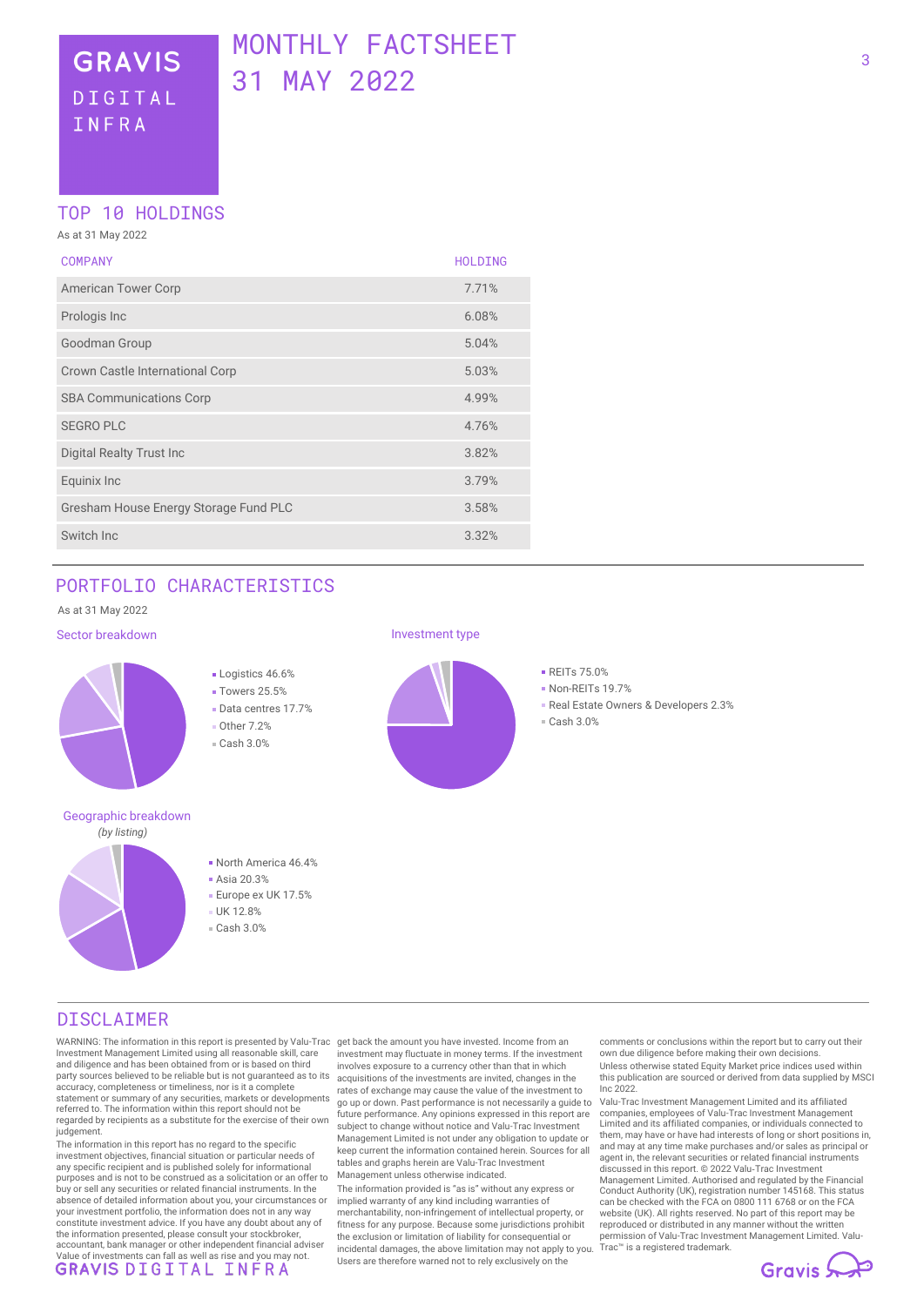# GRAVIS DIGITAL INFRA

# MONTHLY FACTSHEET 31 MAY 2022

## TOP 10 HOLDINGS

As at 31 May 2022

| COMPANY | HOLDING |
|---|---|
| American Tower Corp | 7.71% |
| Prologis Inc | 6.08% |
| Goodman Group | 5.04% |
| Crown Castle International Corp | 5.03% |
| SBA Communications Corp | 4.99% |
| SEGRO PLC | 4.76% |
| Digital Realty Trust Inc | 3.82% |
| Equinix Inc | 3.79% |
| Gresham House Energy Storage Fund PLC | 3.58% |
| Switch Inc | 3.32% |

## PORTFOLIO CHARACTERISTICS

As at 31 May 2022

### Sector breakdown

- Logistics 46.6%
- Towers 25.5%
- Data centres 17.7%
- Other 7.2%
- Cash 3.0%

### Investment type

- REITs 75.0%
- Non-REITs 19.7%
- Real Estate Owners & Developers 2.3%
- Cash 3.0%

### Geographic breakdown

*(by listing)*

- North America 46.4%
- Asia 20.3%
- Europe ex UK 17.5%
- UK 12.8%
- Cash 3.0%

## DISCLAIMER

WARNING: The information in this report is presented by Valu-Trac Investment Management Limited using all reasonable skill, care and diligence and has been obtained from or is based on third party sources believed to be reliable but is not guaranteed as to its accuracy, completeness or timeliness, nor is it a complete statement or summary of any securities, markets or developments referred to. The information within this report should not be regarded by recipients as a substitute for the exercise of their own judgement.

The information in this report has no regard to the specific investment objectives, financial situation or particular needs of any specific recipient and is published solely for informational purposes and is not to be construed as a solicitation or an offer to buy or sell any securities or related financial instruments. In the absence of detailed information about you, your circumstances or your investment portfolio, the information does not in any way constitute investment advice. If you have any doubt about any of the information presented, please consult your stockbroker, accountant, bank manager or other independent financial adviser Value of investments can fall as well as rise and you may not get back the amount you have invested. Income from an investment may fluctuate in money terms. If the investment involves exposure to a currency other than that in which acquisitions of the investments are invited, changes in the rates of exchange may cause the value of the investment to go up or down. Past performance is not necessarily a guide to future performance. Any opinions expressed in this report are subject to change without notice and Valu-Trac Investment Management Limited is not under any obligation to update or keep current the information contained herein. Sources for all tables and graphs herein are Valu-Trac Investment Management unless otherwise indicated.

The information provided is "as is" without any express or implied warranty of any kind including warranties of merchantability, non-infringement of intellectual property, or fitness for any purpose. Because some jurisdictions prohibit the exclusion or limitation of liability for consequential or incidental damages, the above limitation may not apply to you. Users are therefore warned not to rely exclusively on the comments or conclusions within the report but to carry out their own due diligence before making their own decisions.

Unless otherwise stated Equity Market price indices used within this publication are sourced or derived from data supplied by MSCI Inc 2022.

Valu-Trac Investment Management Limited and its affiliated companies, employees of Valu-Trac Investment Management Limited and its affiliated companies, or individuals connected to them, may have or have had interests of long or short positions in, and may at any time make purchases and/or sales as principal or agent in, the relevant securities or related financial instruments discussed in this report. © 2022 Valu-Trac Investment Management Limited. Authorised and regulated by the Financial Conduct Authority (UK), registration number 145168. This status can be checked with the FCA on 0800 111 6768 or on the FCA website (UK). All rights reserved. No part of this report may be reproduced or distributed in any manner without the written permission of Valu-Trac Investment Management Limited. Valu-Trac™ is a registered trademark.

GRAVIS DIGITAL INFRA

Gravis